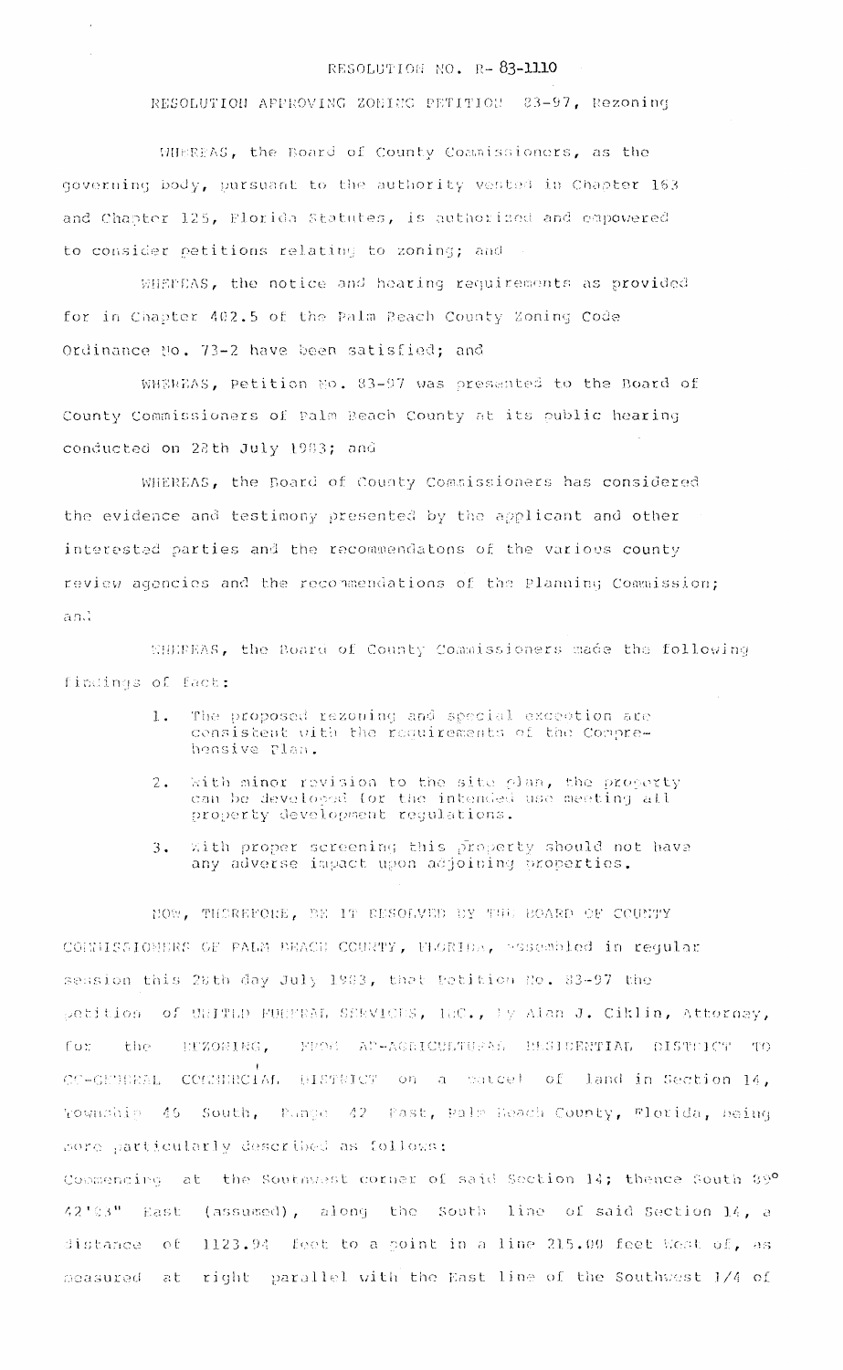# RESOLUTION NO. R- 83-1110

## RESOLUTION APPROVING ZONING PETITION 83-97, Rezoning

WHEREAS, the Board of County Commissioners, as the governing body, pursuant to the authority vested in Chapter 163 and Chapter 125, Florida Statutes, is authorized and empowered to consider petitions relating to zoning; and

WHEREAS, the notice and hearing requirements as provided for in Chapter 402.5 of the Palm Beach County Zoning Code Ordinance No. 73-2 have been satisfied; and

WHEREAS, Petition No. 83-97 was presented to the Board of County Commissioners of Palm Beach County at its public hearing conducted on 28th July 1983; and

WHEREAS, the Board of County Commissioners has considered the evidence and testimony presented by the applicant and other interested parties and the recommendatons of the various county review agencies and the recommendations of the Planning Commission; and

WHEREAS, the Board of County Commissioners made the following findings of fact:

1. The proposed rezoning and special exception are consistent with the requirements of the Comprehensive Plan.
2. With minor revision to the site plan, the property can be developed for the intended use meeting all property development regulations.
3. With proper screening this property should not have any adverse impact upon adjoining properties.

NOW, THEREFORE, BE IT RESOLVED BY THE BOARD OF COUNTY COMMISSIONERS OF PALM BEACH COUNTY, FLORIDA, assembled in regular session this 28th day July 1983, that Petition No. 83-97 the petition of UNITED FUNERAL SERVICES, INC., by Alan J. Ciklin, Attorney, for the REZONING, FROM AR-AGRICULTURAL RESIDENTIAL DISTRICT TO CG-GENERAL COMMERCIAL DISTRICT on a parcel of land in Section 14, Township 46 South, Range 42 East, Palm Beach County, Florida, being more particularly described as follows:

Commencing at the Southwest corner of said Section 14; thence South 89° 42'43" East (assumed), along the South line of said Section 14, a distance of 1123.94 feet to a point in a line 215.00 feet West of, as measured at right parallel with the East line of the Southwest 1/4 of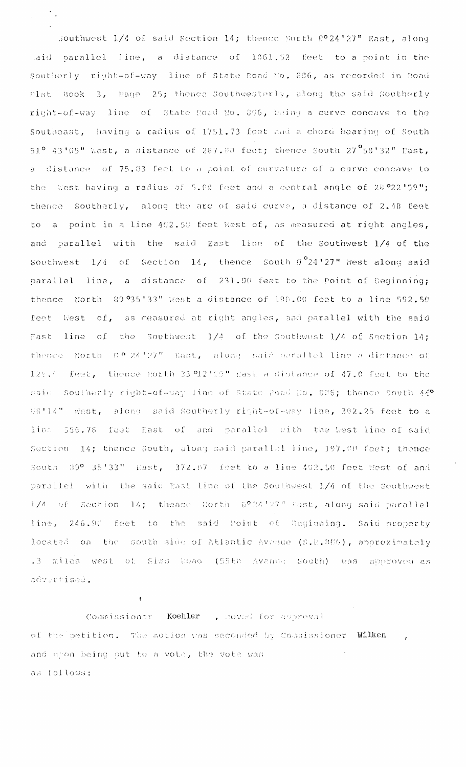Southwest 1/4 of said Section 14; thence North 0°24'27" East, along said parallel line, a distance of 1061.52 feet to a point in the Southerly right-of-way line of State Road No. 806, as recorded in Road Plat Book 3, Page 25; thence Southwesterly, along the said Southerly right-of-way line of State Road No. 806, being a curve concave to the Southeast, having a radius of 1751.73 feet and a chord bearing of South 51° 43'05" West, a distance of 287.00 feet; thence South 27°58'32" East, a distance of 75.03 feet to a point of curvature of a curve concave to the West having a radius of 5.00 feet and a central angle of 28°22'59"; thence Southerly, along the arc of said curve, a distance of 2.48 feet to a point in a line 402.50 feet West of, as measured at right angles, and parallel with the said East line of the Southwest 1/4 of the Southwest 1/4 of Section 14, thence South 0°24'27" West along said parallel line, a distance of 231.00 feet to the Point of Beginning; thence North 89°35'33" West a distance of 190.00 feet to a line 592.50 feet West of, as measured at right angles, and parallel with the said East line of the Southwest 1/4 of the Southwest 1/4 of Section 14; thence North 0° 24'27" East, along said parallel line a distance of 125.0 feet, thence North 23°12'09" East a distance of 47.0 feet to the said Southerly right-of-way line of State Road No. 806; thence South 44° 08'14" West, along said Southerly right-of-way line, 302.25 feet to a line 558.76 feet East of and parallel with the West line of said Section 14; thence South, along said parallel line, 197.00 feet; thence South 89° 35'33" East, 372.07 feet to a line 402.50 feet West of and parallel with the said East line of the Southwest 1/4 of the Southwest 1/4 of Section 14; thence North 0°24'27" East, along said parallel line, 246.90 feet to the said Point of Beginning. Said property located on the south side of Atlantic Avenue (S.R.806), approximately .3 miles west of Sims Road (55th Avenue South) was approved as advertised.

Commissioner Koehler , moved for approval of the petition. The motion was seconded by Commissioner Wilken , and upon being put to a vote, the vote was as follows: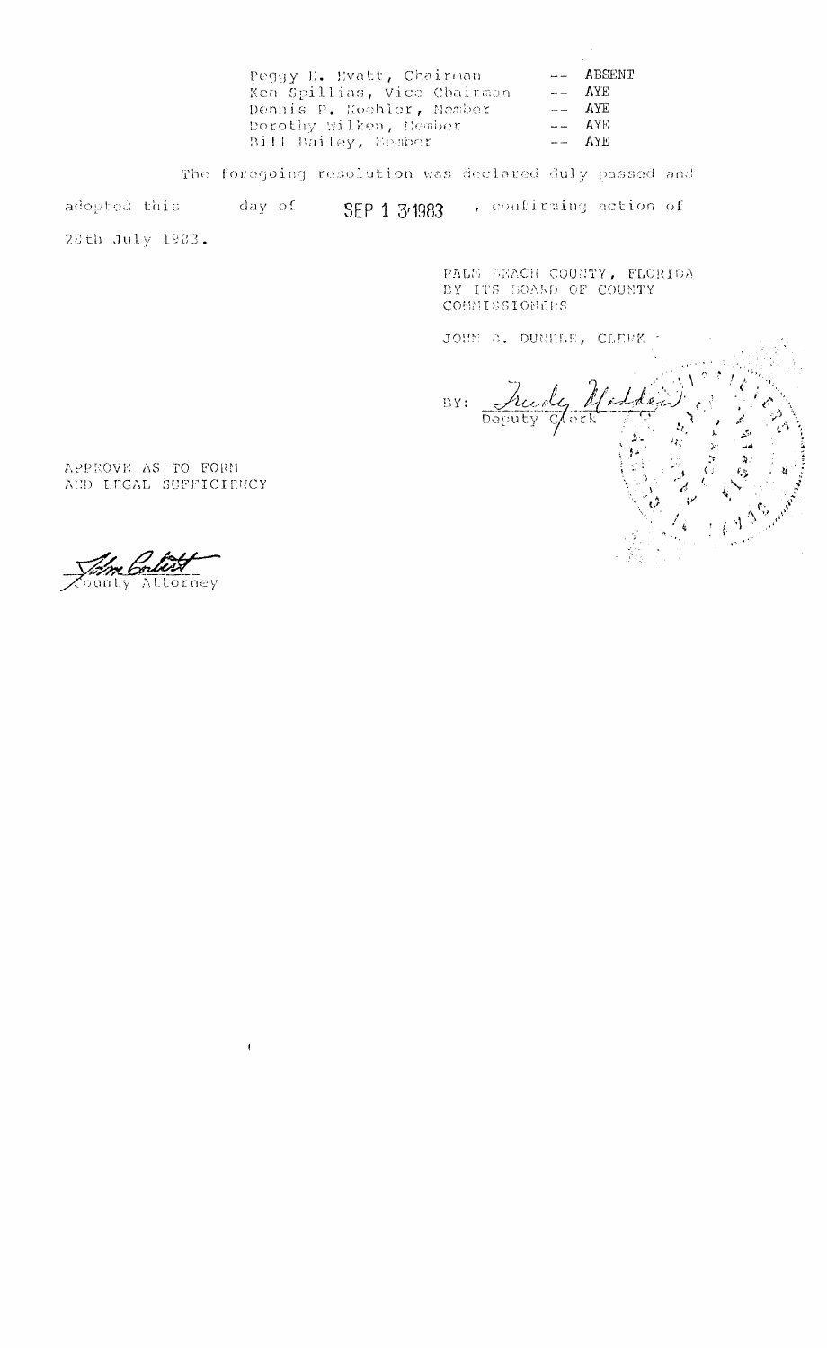| | |
|---|---|
| Peggy E. Evatt, Chairman | -- ABSENT |
| Ken Spillias, Vice Chairman | -- AYE |
| Dennis P. Koehler, Member | -- AYE |
| Dorothy Wilken, Member | -- AYE |
| Bill Bailey, Member | -- AYE |

The foregoing resolution was declared duly passed and adopted this day of SEP 13 1983, confirming action of 28th July 1983.

PALM BEACH COUNTY, FLORIDA
BY ITS BOARD OF COUNTY
COMMISSIONERS

JOHN B. DUNKLE, CLERK

BY: Trudy Madden
Deputy Clerk

APPROVE AS TO FORM
AND LEGAL SUFFICIENCY

John Corbett
County Attorney